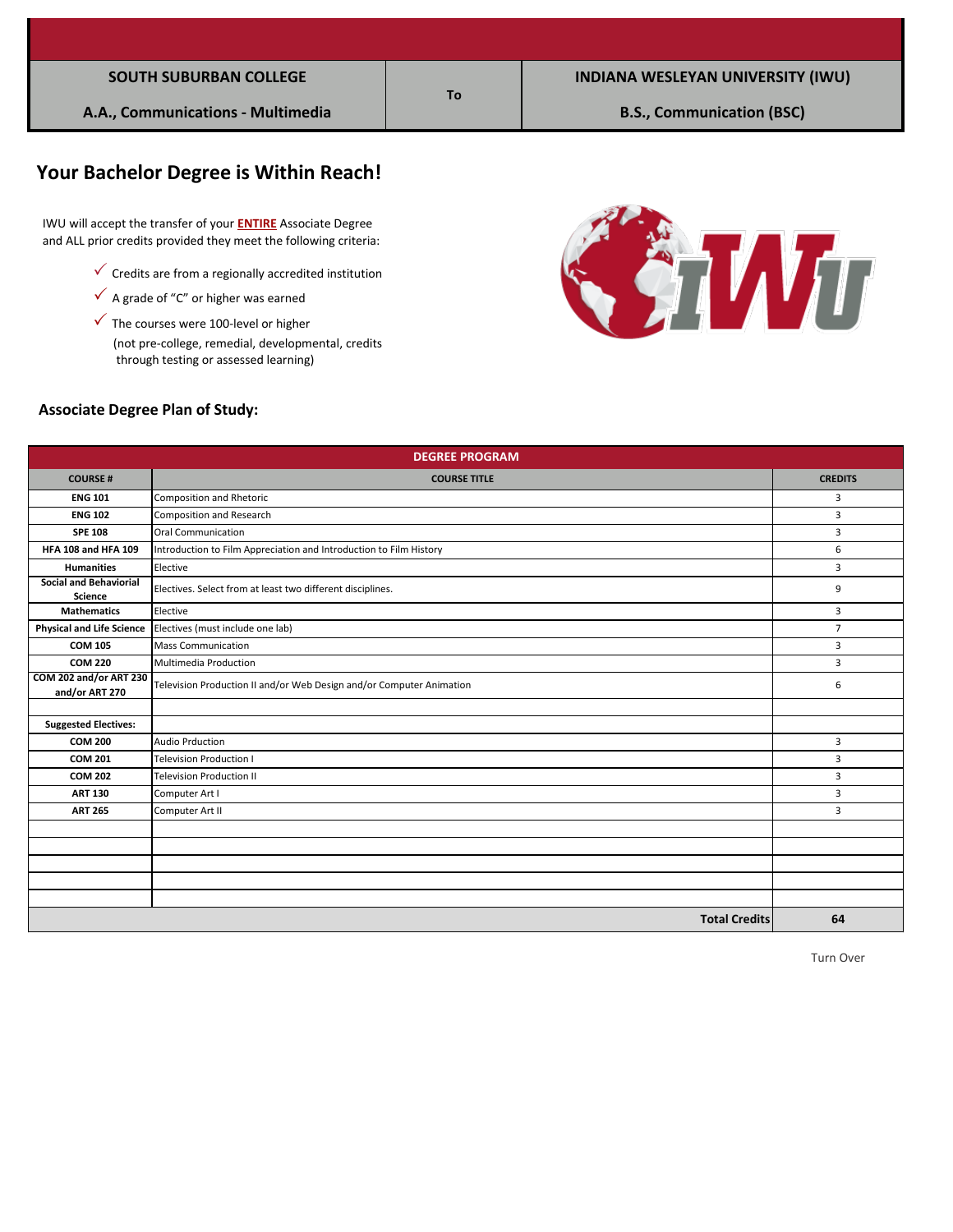| SOUTH SUBURBAN COLLEGE | To | INDIANA WESLEYAN UNIVERSITY (IWU) |
|---|---|---|
| A.A., Communications - Multimedia | | B.S., Communication (BSC) |

## Your Bachelor Degree is Within Reach!

IWU will accept the transfer of your **ENTIRE** Associate Degree and ALL prior credits provided they meet the following criteria:

- ✓ Credits are from a regionally accredited institution
- ✓ A grade of "C" or higher was earned
- ✓ The courses were 100-level or higher (not pre-college, remedial, developmental, credits through testing or assessed learning)

### Associate Degree Plan of Study:

| DEGREE PROGRAM | | |
|---|---|---|
| **COURSE #** | **COURSE TITLE** | **CREDITS** |
| **ENG 101** | Composition and Rhetoric | 3 |
| **ENG 102** | Composition and Research | 3 |
| **SPE 108** | Oral Communication | 3 |
| **HFA 108 and HFA 109** | Introduction to Film Appreciation and Introduction to Film History | 6 |
| **Humanities** | Elective | 3 |
| **Social and Behaviorial Science** | Electives. Select from at least two different disciplines. | 9 |
| **Mathematics** | Elective | 3 |
| **Physical and Life Science** | Electives (must include one lab) | 7 |
| **COM 105** | Mass Communication | 3 |
| **COM 220** | Multimedia Production | 3 |
| **COM 202 and/or ART 230 and/or ART 270** | Television Production II and/or Web Design and/or Computer Animation | 6 |
| | | |
| **Suggested Electives:** | | |
| **COM 200** | Audio Prduction | 3 |
| **COM 201** | Television Production I | 3 |
| **COM 202** | Television Production II | 3 |
| **ART 130** | Computer Art I | 3 |
| **ART 265** | Computer Art II | 3 |
| | | |
| | | |
| | | |
| | | |
| | | |
| | **Total Credits** | **64** |

Turn Over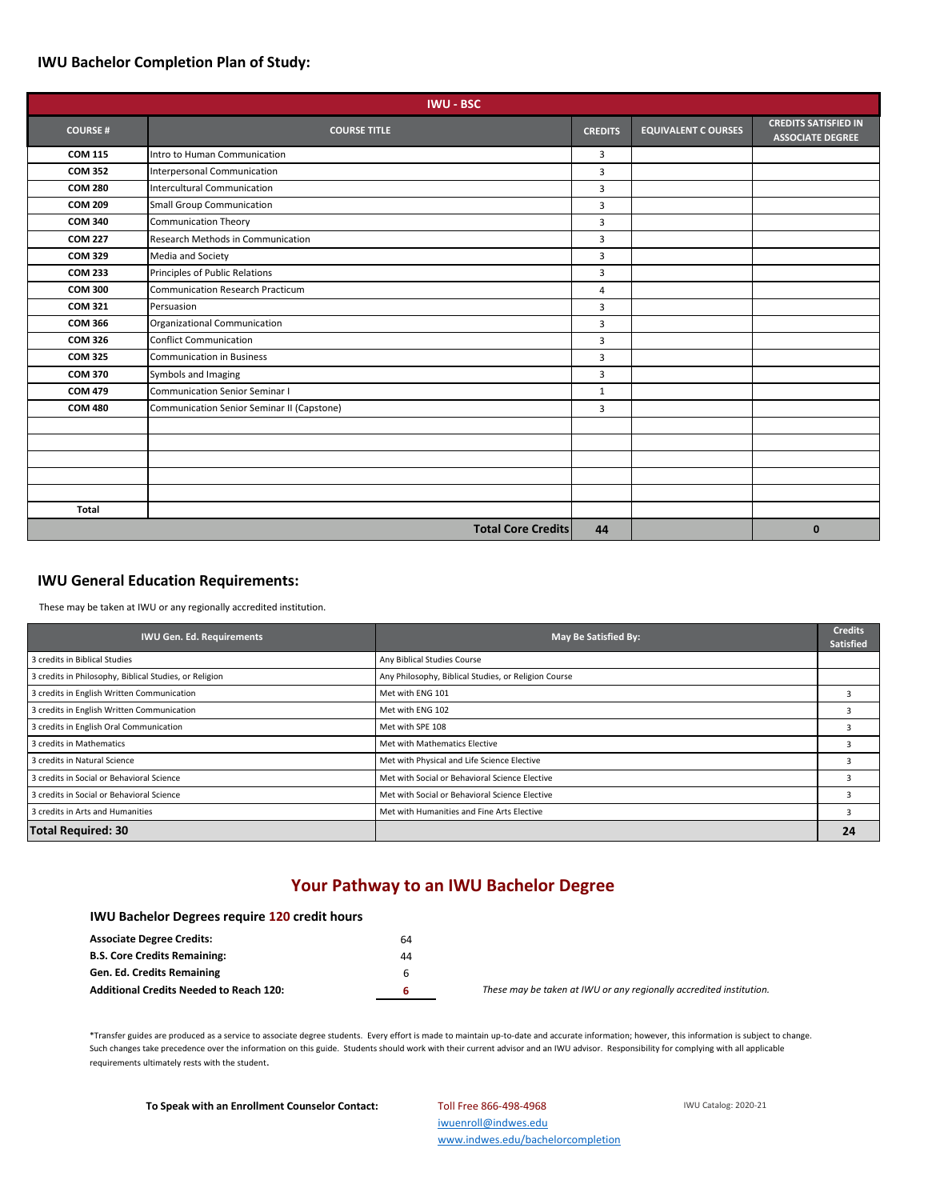## IWU Bachelor Completion Plan of Study:

| IWU - BSC | | | | |
|---|---|---|---|---|
| **COURSE #** | **COURSE TITLE** | **CREDITS** | **EQUIVALENT C OURSES** | **CREDITS SATISFIED IN ASSOCIATE DEGREE** |
| **COM 115** | Intro to Human Communication | 3 | | |
| **COM 352** | Interpersonal Communication | 3 | | |
| **COM 280** | Intercultural Communication | 3 | | |
| **COM 209** | Small Group Communication | 3 | | |
| **COM 340** | Communication Theory | 3 | | |
| **COM 227** | Research Methods in Communication | 3 | | |
| **COM 329** | Media and Society | 3 | | |
| **COM 233** | Principles of Public Relations | 3 | | |
| **COM 300** | Communication Research Practicum | 4 | | |
| **COM 321** | Persuasion | 3 | | |
| **COM 366** | Organizational Communication | 3 | | |
| **COM 326** | Conflict Communication | 3 | | |
| **COM 325** | Communication in Business | 3 | | |
| **COM 370** | Symbols and Imaging | 3 | | |
| **COM 479** | Communication Senior Seminar I | 1 | | |
| **COM 480** | Communication Senior Seminar II (Capstone) | 3 | | |
| | | | | |
| | | | | |
| | | | | |
| | | | | |
| | | | | |
| **Total** | | | | |
| | **Total Core Credits** | **44** | | **0** |

## IWU General Education Requirements:

These may be taken at IWU or any regionally accredited institution.

| IWU Gen. Ed. Requirements | May Be Satisfied By: | Credits Satisfied |
|---|---|---|
| 3 credits in Biblical Studies | Any Biblical Studies Course | |
| 3 credits in Philosophy, Biblical Studies, or Religion | Any Philosophy, Biblical Studies, or Religion Course | |
| 3 credits in English Written Communication | Met with ENG 101 | 3 |
| 3 credits in English Written Communication | Met with ENG 102 | 3 |
| 3 credits in English Oral Communication | Met with SPE 108 | 3 |
| 3 credits in Mathematics | Met with Mathematics Elective | 3 |
| 3 credits in Natural Science | Met with Physical and Life Science Elective | 3 |
| 3 credits in Social or Behavioral Science | Met with Social or Behavioral Science Elective | 3 |
| 3 credits in Social or Behavioral Science | Met with Social or Behavioral Science Elective | 3 |
| 3 credits in Arts and Humanities | Met with Humanities and Fine Arts Elective | 3 |
| **Total Required: 30** | | **24** |

## Your Pathway to an IWU Bachelor Degree

**IWU Bachelor Degrees require 120 credit hours**

| | |
|---|---|
| **Associate Degree Credits:** | 64 |
| **B.S. Core Credits Remaining:** | 44 |
| **Gen. Ed. Credits Remaining** | 6 |
| **Additional Credits Needed to Reach 120:** | **6** |

*These may be taken at IWU or any regionally accredited institution.*

*Transfer guides are produced as a service to associate degree students. Every effort is made to maintain up-to-date and accurate information; however, this information is subject to change. Such changes take precedence over the information on this guide. Students should work with their current advisor and an IWU advisor. Responsibility for complying with all applicable requirements ultimately rests with the student.

**To Speak with an Enrollment Counselor Contact:**

Toll Free 866-498-4968
iwuenroll@indwes.edu
www.indwes.edu/bachelorcompletion

IWU Catalog: 2020-21